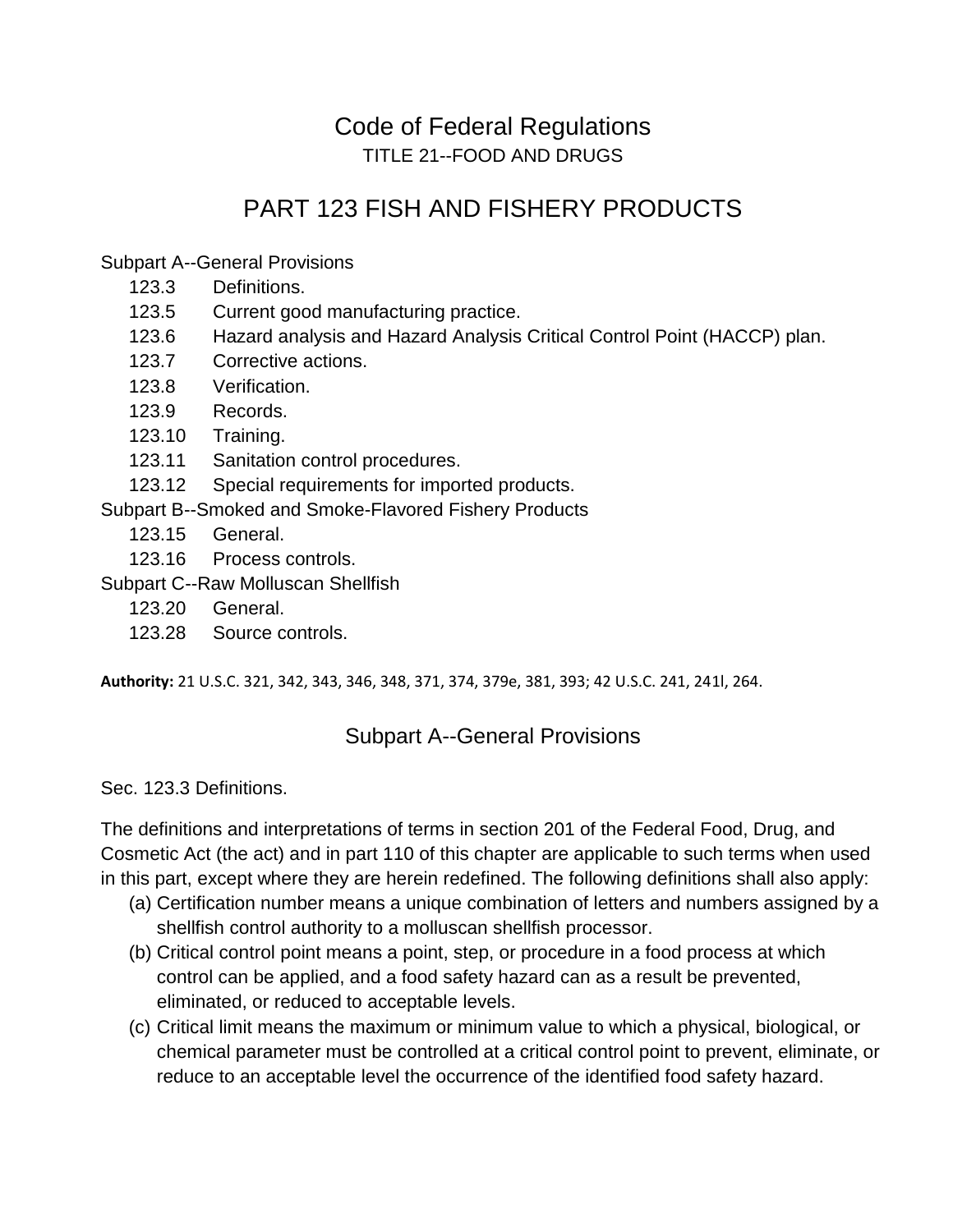# Code of Federal Regulations

TITLE 21--FOOD AND DRUGS

# PART 123 FISH AND FISHERY PRODUCTS

Subpart A--General Provisions

- 123.3 Definitions.
- 123.5 Current good manufacturing practice.
- 123.6 Hazard analysis and Hazard Analysis Critical Control Point (HACCP) plan.
- 123.7 Corrective actions.
- 123.8 Verification.
- 123.9 Records.
- 123.10 Training.
- 123.11 Sanitation control procedures.
- 123.12 Special requirements for imported products.

Subpart B--Smoked and Smoke-Flavored Fishery Products

- 123.15 General.
- 123.16 Process controls.

Subpart C--Raw Molluscan Shellfish

- 123.20 General.
- 123.28 Source controls.

**Authority:** 21 U.S.C. 321, 342, 343, 346, 348, 371, 374, 379e, 381, 393; 42 U.S.C. 241, 241l, 264.

## Subpart A--General Provisions

Sec. 123.3 Definitions.

The definitions and interpretations of terms in section 201 of the Federal Food, Drug, and Cosmetic Act (the act) and in part 110 of this chapter are applicable to such terms when used in this part, except where they are herein redefined. The following definitions shall also apply:

(a) Certification number means a unique combination of letters and numbers assigned by a shellfish control authority to a molluscan shellfish processor.

(b) Critical control point means a point, step, or procedure in a food process at which control can be applied, and a food safety hazard can as a result be prevented, eliminated, or reduced to acceptable levels.

(c) Critical limit means the maximum or minimum value to which a physical, biological, or chemical parameter must be controlled at a critical control point to prevent, eliminate, or reduce to an acceptable level the occurrence of the identified food safety hazard.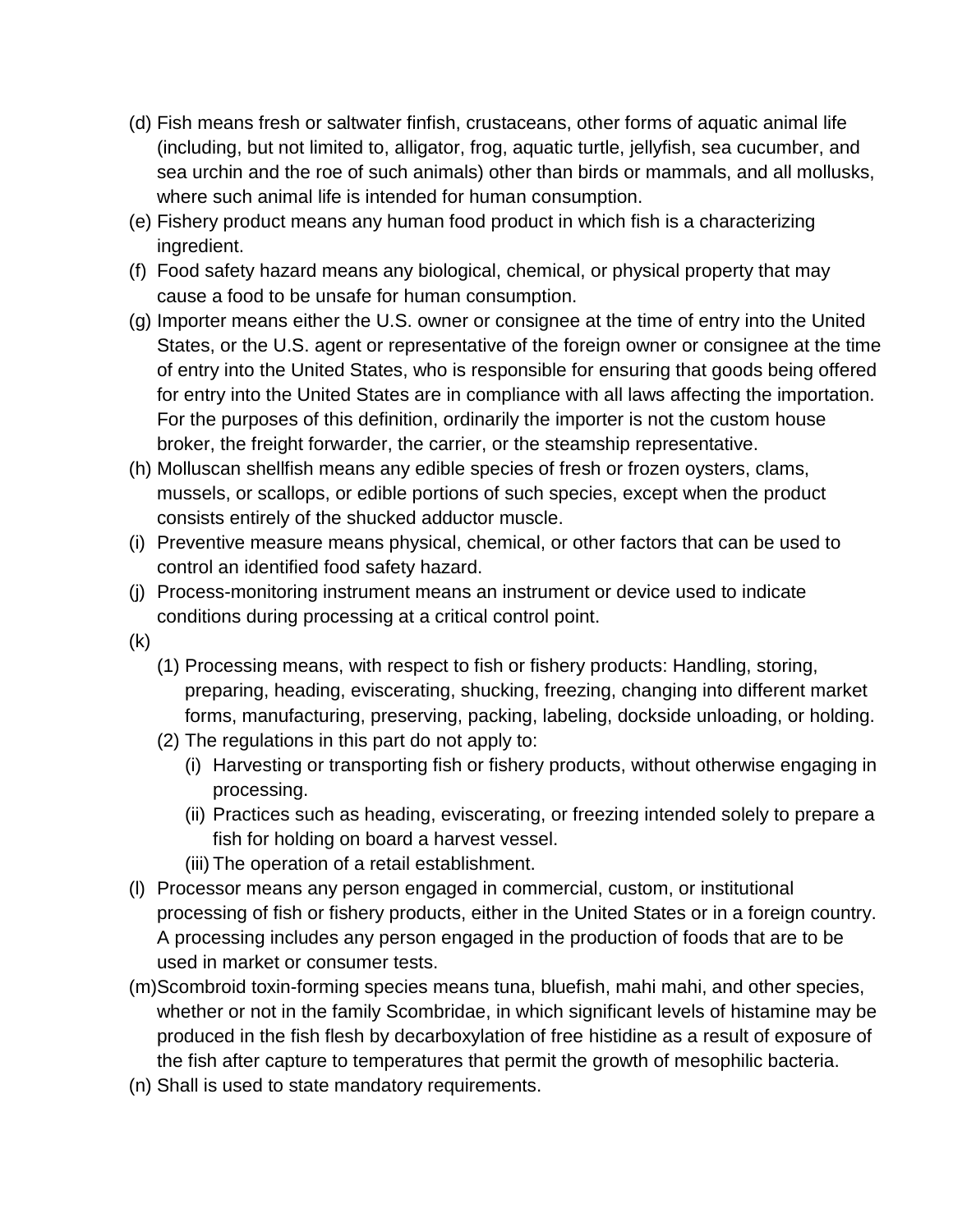(d) Fish means fresh or saltwater finfish, crustaceans, other forms of aquatic animal life (including, but not limited to, alligator, frog, aquatic turtle, jellyfish, sea cucumber, and sea urchin and the roe of such animals) other than birds or mammals, and all mollusks, where such animal life is intended for human consumption.

(e) Fishery product means any human food product in which fish is a characterizing ingredient.

(f) Food safety hazard means any biological, chemical, or physical property that may cause a food to be unsafe for human consumption.

(g) Importer means either the U.S. owner or consignee at the time of entry into the United States, or the U.S. agent or representative of the foreign owner or consignee at the time of entry into the United States, who is responsible for ensuring that goods being offered for entry into the United States are in compliance with all laws affecting the importation. For the purposes of this definition, ordinarily the importer is not the custom house broker, the freight forwarder, the carrier, or the steamship representative.

(h) Molluscan shellfish means any edible species of fresh or frozen oysters, clams, mussels, or scallops, or edible portions of such species, except when the product consists entirely of the shucked adductor muscle.

(i) Preventive measure means physical, chemical, or other factors that can be used to control an identified food safety hazard.

(j) Process-monitoring instrument means an instrument or device used to indicate conditions during processing at a critical control point.

(k)

  (1) Processing means, with respect to fish or fishery products: Handling, storing, preparing, heading, eviscerating, shucking, freezing, changing into different market forms, manufacturing, preserving, packing, labeling, dockside unloading, or holding.

  (2) The regulations in this part do not apply to:

    (i) Harvesting or transporting fish or fishery products, without otherwise engaging in processing.

    (ii) Practices such as heading, eviscerating, or freezing intended solely to prepare a fish for holding on board a harvest vessel.

    (iii) The operation of a retail establishment.

(l) Processor means any person engaged in commercial, custom, or institutional processing of fish or fishery products, either in the United States or in a foreign country. A processing includes any person engaged in the production of foods that are to be used in market or consumer tests.

(m) Scombroid toxin-forming species means tuna, bluefish, mahi mahi, and other species, whether or not in the family Scombridae, in which significant levels of histamine may be produced in the fish flesh by decarboxylation of free histidine as a result of exposure of the fish after capture to temperatures that permit the growth of mesophilic bacteria.

(n) Shall is used to state mandatory requirements.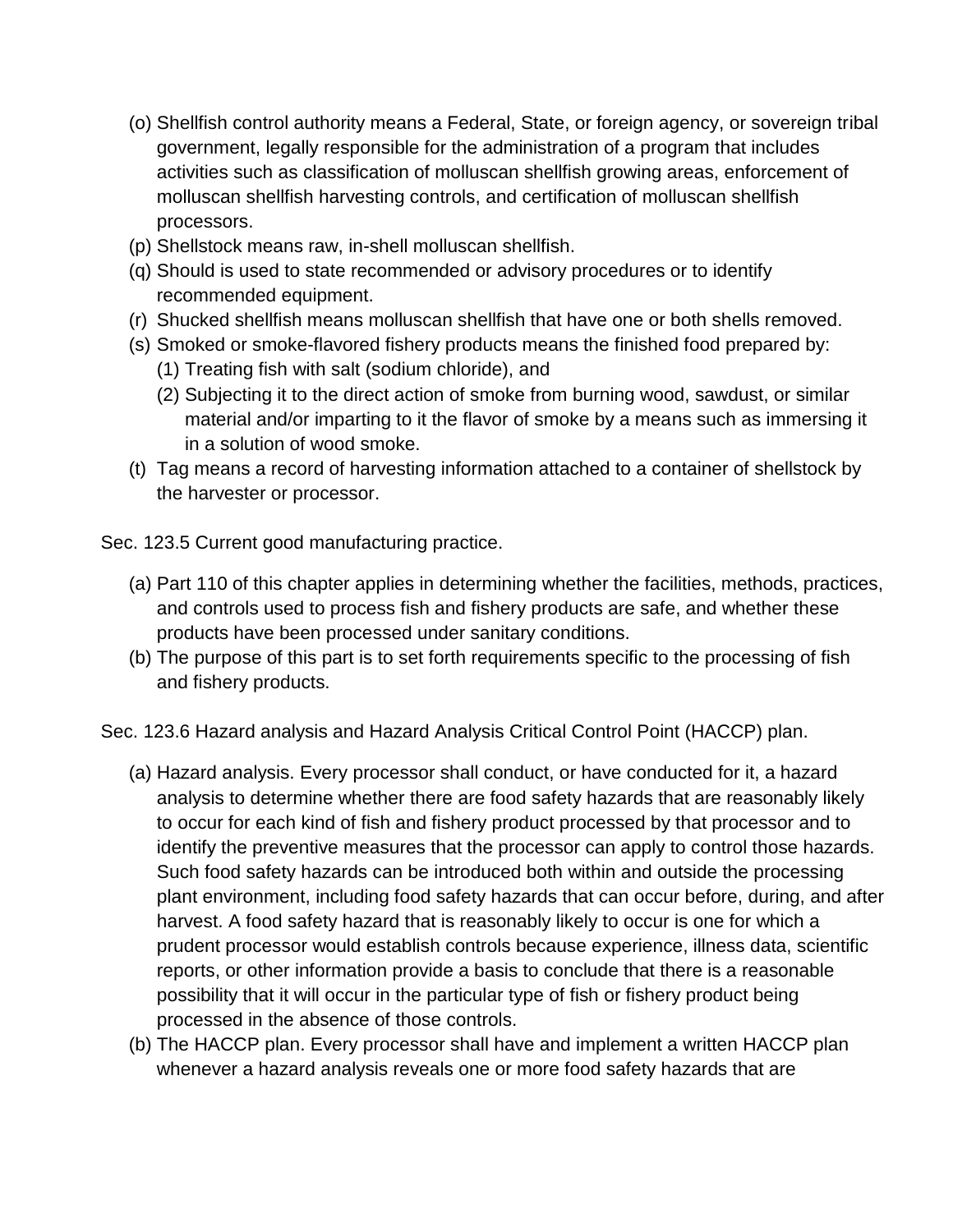(o) Shellfish control authority means a Federal, State, or foreign agency, or sovereign tribal government, legally responsible for the administration of a program that includes activities such as classification of molluscan shellfish growing areas, enforcement of molluscan shellfish harvesting controls, and certification of molluscan shellfish processors.

(p) Shellstock means raw, in-shell molluscan shellfish.

(q) Should is used to state recommended or advisory procedures or to identify recommended equipment.

(r) Shucked shellfish means molluscan shellfish that have one or both shells removed.

(s) Smoked or smoke-flavored fishery products means the finished food prepared by:

  (1) Treating fish with salt (sodium chloride), and

  (2) Subjecting it to the direct action of smoke from burning wood, sawdust, or similar material and/or imparting to it the flavor of smoke by a means such as immersing it in a solution of wood smoke.

(t) Tag means a record of harvesting information attached to a container of shellstock by the harvester or processor.

Sec. 123.5 Current good manufacturing practice.

(a) Part 110 of this chapter applies in determining whether the facilities, methods, practices, and controls used to process fish and fishery products are safe, and whether these products have been processed under sanitary conditions.

(b) The purpose of this part is to set forth requirements specific to the processing of fish and fishery products.

Sec. 123.6 Hazard analysis and Hazard Analysis Critical Control Point (HACCP) plan.

(a) Hazard analysis. Every processor shall conduct, or have conducted for it, a hazard analysis to determine whether there are food safety hazards that are reasonably likely to occur for each kind of fish and fishery product processed by that processor and to identify the preventive measures that the processor can apply to control those hazards. Such food safety hazards can be introduced both within and outside the processing plant environment, including food safety hazards that can occur before, during, and after harvest. A food safety hazard that is reasonably likely to occur is one for which a prudent processor would establish controls because experience, illness data, scientific reports, or other information provide a basis to conclude that there is a reasonable possibility that it will occur in the particular type of fish or fishery product being processed in the absence of those controls.

(b) The HACCP plan. Every processor shall have and implement a written HACCP plan whenever a hazard analysis reveals one or more food safety hazards that are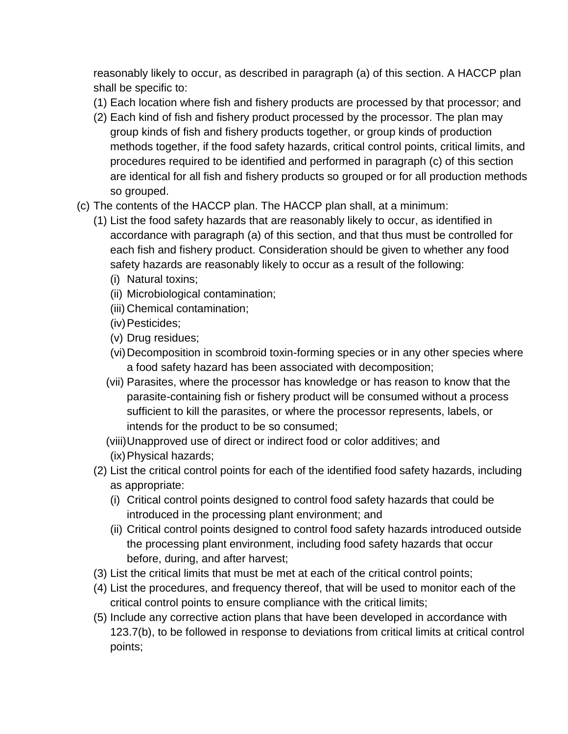reasonably likely to occur, as described in paragraph (a) of this section. A HACCP plan shall be specific to:

(1) Each location where fish and fishery products are processed by that processor; and

(2) Each kind of fish and fishery product processed by the processor. The plan may group kinds of fish and fishery products together, or group kinds of production methods together, if the food safety hazards, critical control points, critical limits, and procedures required to be identified and performed in paragraph (c) of this section are identical for all fish and fishery products so grouped or for all production methods so grouped.

(c) The contents of the HACCP plan. The HACCP plan shall, at a minimum:

(1) List the food safety hazards that are reasonably likely to occur, as identified in accordance with paragraph (a) of this section, and that thus must be controlled for each fish and fishery product. Consideration should be given to whether any food safety hazards are reasonably likely to occur as a result of the following:

(i) Natural toxins;

(ii) Microbiological contamination;

(iii) Chemical contamination;

(iv) Pesticides;

(v) Drug residues;

(vi) Decomposition in scombroid toxin-forming species or in any other species where a food safety hazard has been associated with decomposition;

(vii) Parasites, where the processor has knowledge or has reason to know that the parasite-containing fish or fishery product will be consumed without a process sufficient to kill the parasites, or where the processor represents, labels, or intends for the product to be so consumed;

(viii) Unapproved use of direct or indirect food or color additives; and

(ix) Physical hazards;

(2) List the critical control points for each of the identified food safety hazards, including as appropriate:

(i) Critical control points designed to control food safety hazards that could be introduced in the processing plant environment; and

(ii) Critical control points designed to control food safety hazards introduced outside the processing plant environment, including food safety hazards that occur before, during, and after harvest;

(3) List the critical limits that must be met at each of the critical control points;

(4) List the procedures, and frequency thereof, that will be used to monitor each of the critical control points to ensure compliance with the critical limits;

(5) Include any corrective action plans that have been developed in accordance with 123.7(b), to be followed in response to deviations from critical limits at critical control points;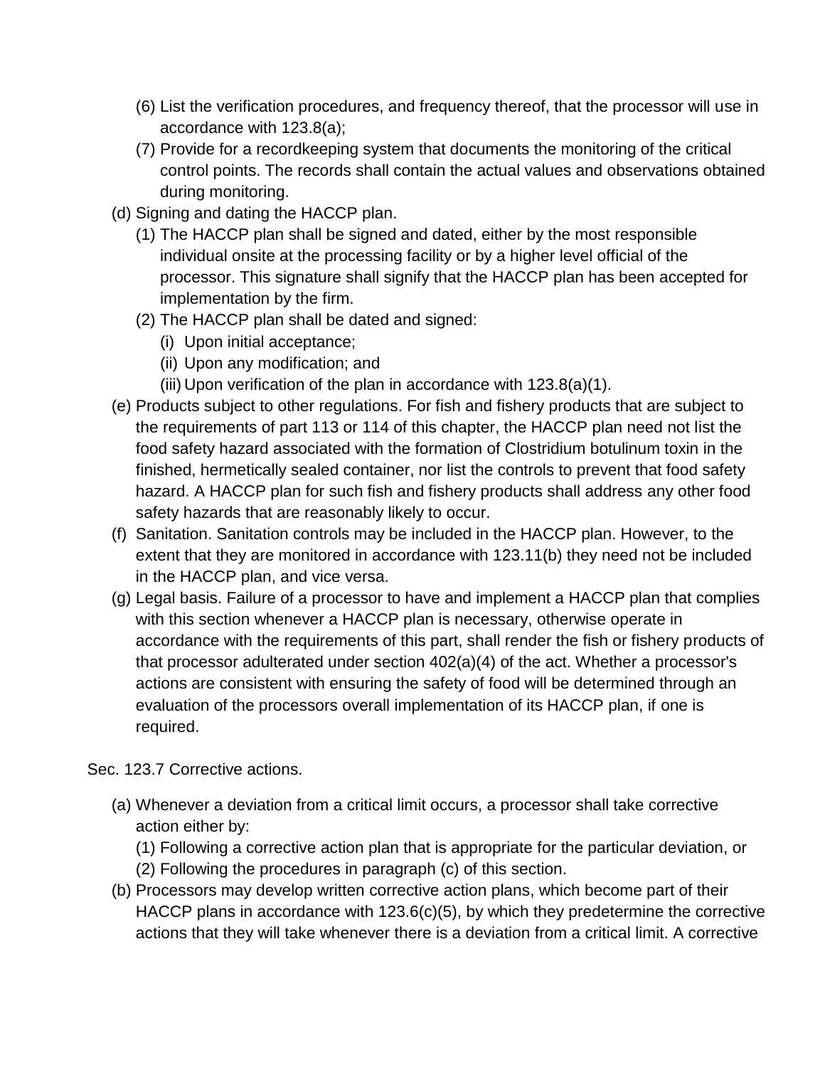(6) List the verification procedures, and frequency thereof, that the processor will use in accordance with 123.8(a);

(7) Provide for a recordkeeping system that documents the monitoring of the critical control points. The records shall contain the actual values and observations obtained during monitoring.

(d) Signing and dating the HACCP plan.

(1) The HACCP plan shall be signed and dated, either by the most responsible individual onsite at the processing facility or by a higher level official of the processor. This signature shall signify that the HACCP plan has been accepted for implementation by the firm.

(2) The HACCP plan shall be dated and signed:

(i) Upon initial acceptance;

(ii) Upon any modification; and

(iii) Upon verification of the plan in accordance with 123.8(a)(1).

(e) Products subject to other regulations. For fish and fishery products that are subject to the requirements of part 113 or 114 of this chapter, the HACCP plan need not list the food safety hazard associated with the formation of Clostridium botulinum toxin in the finished, hermetically sealed container, nor list the controls to prevent that food safety hazard. A HACCP plan for such fish and fishery products shall address any other food safety hazards that are reasonably likely to occur.

(f) Sanitation. Sanitation controls may be included in the HACCP plan. However, to the extent that they are monitored in accordance with 123.11(b) they need not be included in the HACCP plan, and vice versa.

(g) Legal basis. Failure of a processor to have and implement a HACCP plan that complies with this section whenever a HACCP plan is necessary, otherwise operate in accordance with the requirements of this part, shall render the fish or fishery products of that processor adulterated under section 402(a)(4) of the act. Whether a processor's actions are consistent with ensuring the safety of food will be determined through an evaluation of the processors overall implementation of its HACCP plan, if one is required.

Sec. 123.7 Corrective actions.

(a) Whenever a deviation from a critical limit occurs, a processor shall take corrective action either by:

(1) Following a corrective action plan that is appropriate for the particular deviation, or

(2) Following the procedures in paragraph (c) of this section.

(b) Processors may develop written corrective action plans, which become part of their HACCP plans in accordance with 123.6(c)(5), by which they predetermine the corrective actions that they will take whenever there is a deviation from a critical limit. A corrective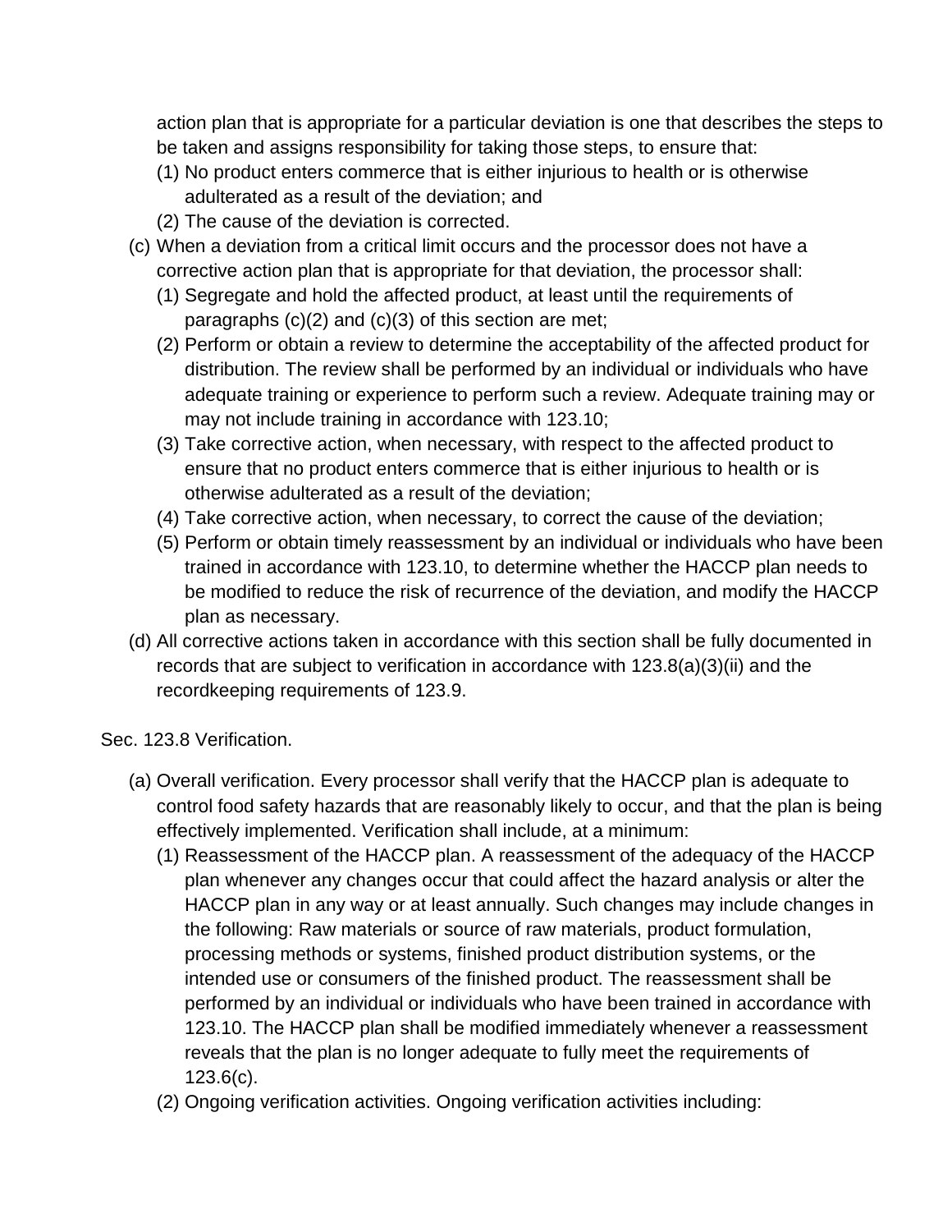action plan that is appropriate for a particular deviation is one that describes the steps to be taken and assigns responsibility for taking those steps, to ensure that:

(1) No product enters commerce that is either injurious to health or is otherwise adulterated as a result of the deviation; and

(2) The cause of the deviation is corrected.

(c) When a deviation from a critical limit occurs and the processor does not have a corrective action plan that is appropriate for that deviation, the processor shall:

(1) Segregate and hold the affected product, at least until the requirements of paragraphs (c)(2) and (c)(3) of this section are met;

(2) Perform or obtain a review to determine the acceptability of the affected product for distribution. The review shall be performed by an individual or individuals who have adequate training or experience to perform such a review. Adequate training may or may not include training in accordance with 123.10;

(3) Take corrective action, when necessary, with respect to the affected product to ensure that no product enters commerce that is either injurious to health or is otherwise adulterated as a result of the deviation;

(4) Take corrective action, when necessary, to correct the cause of the deviation;

(5) Perform or obtain timely reassessment by an individual or individuals who have been trained in accordance with 123.10, to determine whether the HACCP plan needs to be modified to reduce the risk of recurrence of the deviation, and modify the HACCP plan as necessary.

(d) All corrective actions taken in accordance with this section shall be fully documented in records that are subject to verification in accordance with 123.8(a)(3)(ii) and the recordkeeping requirements of 123.9.

Sec. 123.8 Verification.

(a) Overall verification. Every processor shall verify that the HACCP plan is adequate to control food safety hazards that are reasonably likely to occur, and that the plan is being effectively implemented. Verification shall include, at a minimum:

(1) Reassessment of the HACCP plan. A reassessment of the adequacy of the HACCP plan whenever any changes occur that could affect the hazard analysis or alter the HACCP plan in any way or at least annually. Such changes may include changes in the following: Raw materials or source of raw materials, product formulation, processing methods or systems, finished product distribution systems, or the intended use or consumers of the finished product. The reassessment shall be performed by an individual or individuals who have been trained in accordance with 123.10. The HACCP plan shall be modified immediately whenever a reassessment reveals that the plan is no longer adequate to fully meet the requirements of 123.6(c).

(2) Ongoing verification activities. Ongoing verification activities including: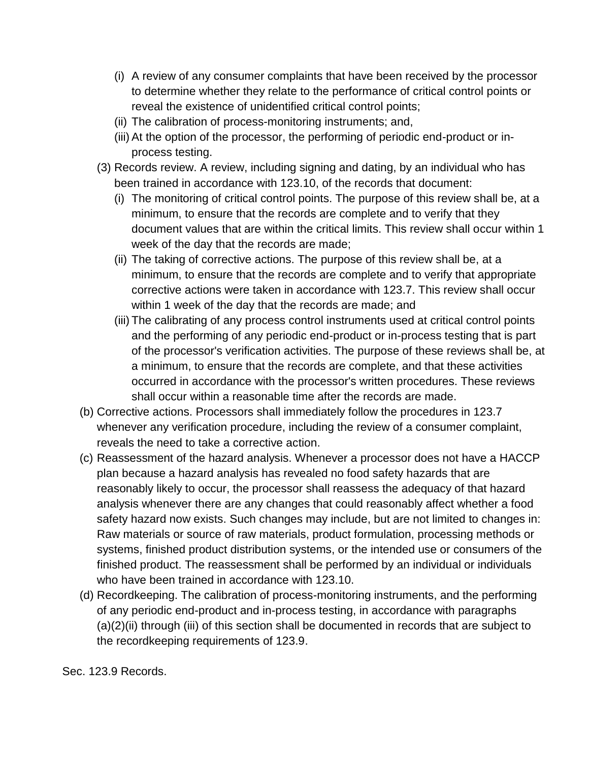- (i) A review of any consumer complaints that have been received by the processor to determine whether they relate to the performance of critical control points or reveal the existence of unidentified critical control points;
  - (ii) The calibration of process-monitoring instruments; and,
  - (iii) At the option of the processor, the performing of periodic end-product or in-process testing.
- (3) Records review. A review, including signing and dating, by an individual who has been trained in accordance with 123.10, of the records that document:
  - (i) The monitoring of critical control points. The purpose of this review shall be, at a minimum, to ensure that the records are complete and to verify that they document values that are within the critical limits. This review shall occur within 1 week of the day that the records are made;
  - (ii) The taking of corrective actions. The purpose of this review shall be, at a minimum, to ensure that the records are complete and to verify that appropriate corrective actions were taken in accordance with 123.7. This review shall occur within 1 week of the day that the records are made; and
  - (iii) The calibrating of any process control instruments used at critical control points and the performing of any periodic end-product or in-process testing that is part of the processor's verification activities. The purpose of these reviews shall be, at a minimum, to ensure that the records are complete, and that these activities occurred in accordance with the processor's written procedures. These reviews shall occur within a reasonable time after the records are made.

(b) Corrective actions. Processors shall immediately follow the procedures in 123.7 whenever any verification procedure, including the review of a consumer complaint, reveals the need to take a corrective action.

(c) Reassessment of the hazard analysis. Whenever a processor does not have a HACCP plan because a hazard analysis has revealed no food safety hazards that are reasonably likely to occur, the processor shall reassess the adequacy of that hazard analysis whenever there are any changes that could reasonably affect whether a food safety hazard now exists. Such changes may include, but are not limited to changes in: Raw materials or source of raw materials, product formulation, processing methods or systems, finished product distribution systems, or the intended use or consumers of the finished product. The reassessment shall be performed by an individual or individuals who have been trained in accordance with 123.10.

(d) Recordkeeping. The calibration of process-monitoring instruments, and the performing of any periodic end-product and in-process testing, in accordance with paragraphs (a)(2)(ii) through (iii) of this section shall be documented in records that are subject to the recordkeeping requirements of 123.9.

Sec. 123.9 Records.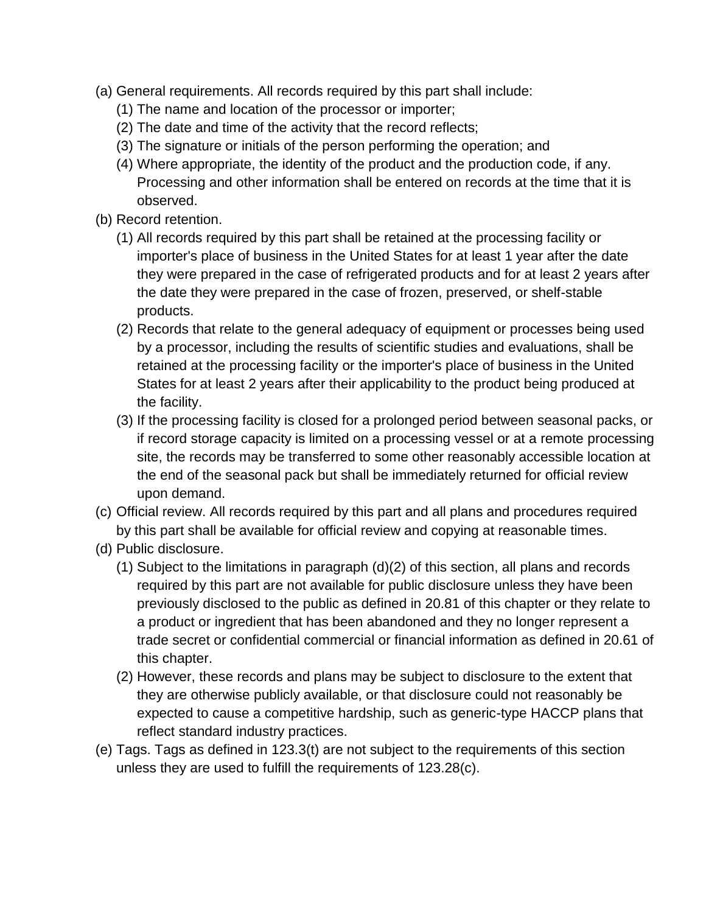(a) General requirements. All records required by this part shall include:
   (1) The name and location of the processor or importer;
   (2) The date and time of the activity that the record reflects;
   (3) The signature or initials of the person performing the operation; and
   (4) Where appropriate, the identity of the product and the production code, if any. Processing and other information shall be entered on records at the time that it is observed.

(b) Record retention.
   (1) All records required by this part shall be retained at the processing facility or importer's place of business in the United States for at least 1 year after the date they were prepared in the case of refrigerated products and for at least 2 years after the date they were prepared in the case of frozen, preserved, or shelf-stable products.
   (2) Records that relate to the general adequacy of equipment or processes being used by a processor, including the results of scientific studies and evaluations, shall be retained at the processing facility or the importer's place of business in the United States for at least 2 years after their applicability to the product being produced at the facility.
   (3) If the processing facility is closed for a prolonged period between seasonal packs, or if record storage capacity is limited on a processing vessel or at a remote processing site, the records may be transferred to some other reasonably accessible location at the end of the seasonal pack but shall be immediately returned for official review upon demand.

(c) Official review. All records required by this part and all plans and procedures required by this part shall be available for official review and copying at reasonable times.

(d) Public disclosure.
   (1) Subject to the limitations in paragraph (d)(2) of this section, all plans and records required by this part are not available for public disclosure unless they have been previously disclosed to the public as defined in 20.81 of this chapter or they relate to a product or ingredient that has been abandoned and they no longer represent a trade secret or confidential commercial or financial information as defined in 20.61 of this chapter.
   (2) However, these records and plans may be subject to disclosure to the extent that they are otherwise publicly available, or that disclosure could not reasonably be expected to cause a competitive hardship, such as generic-type HACCP plans that reflect standard industry practices.

(e) Tags. Tags as defined in 123.3(t) are not subject to the requirements of this section unless they are used to fulfill the requirements of 123.28(c).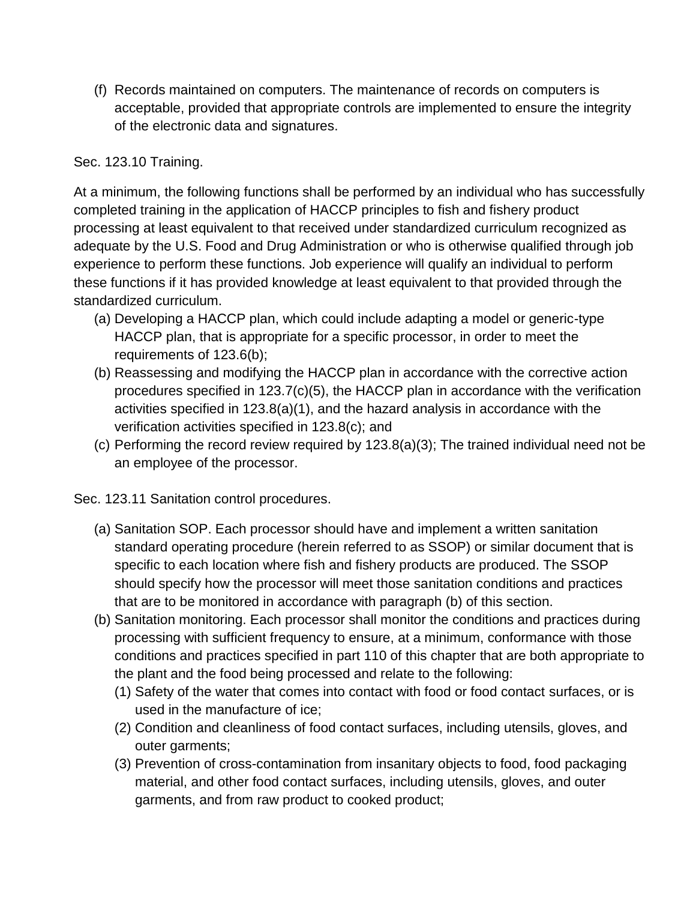(f) Records maintained on computers. The maintenance of records on computers is acceptable, provided that appropriate controls are implemented to ensure the integrity of the electronic data and signatures.

Sec. 123.10 Training.

At a minimum, the following functions shall be performed by an individual who has successfully completed training in the application of HACCP principles to fish and fishery product processing at least equivalent to that received under standardized curriculum recognized as adequate by the U.S. Food and Drug Administration or who is otherwise qualified through job experience to perform these functions. Job experience will qualify an individual to perform these functions if it has provided knowledge at least equivalent to that provided through the standardized curriculum.

(a) Developing a HACCP plan, which could include adapting a model or generic-type HACCP plan, that is appropriate for a specific processor, in order to meet the requirements of 123.6(b);

(b) Reassessing and modifying the HACCP plan in accordance with the corrective action procedures specified in 123.7(c)(5), the HACCP plan in accordance with the verification activities specified in 123.8(a)(1), and the hazard analysis in accordance with the verification activities specified in 123.8(c); and

(c) Performing the record review required by 123.8(a)(3); The trained individual need not be an employee of the processor.

Sec. 123.11 Sanitation control procedures.

(a) Sanitation SOP. Each processor should have and implement a written sanitation standard operating procedure (herein referred to as SSOP) or similar document that is specific to each location where fish and fishery products are produced. The SSOP should specify how the processor will meet those sanitation conditions and practices that are to be monitored in accordance with paragraph (b) of this section.

(b) Sanitation monitoring. Each processor shall monitor the conditions and practices during processing with sufficient frequency to ensure, at a minimum, conformance with those conditions and practices specified in part 110 of this chapter that are both appropriate to the plant and the food being processed and relate to the following:

   (1) Safety of the water that comes into contact with food or food contact surfaces, or is used in the manufacture of ice;

   (2) Condition and cleanliness of food contact surfaces, including utensils, gloves, and outer garments;

   (3) Prevention of cross-contamination from insanitary objects to food, food packaging material, and other food contact surfaces, including utensils, gloves, and outer garments, and from raw product to cooked product;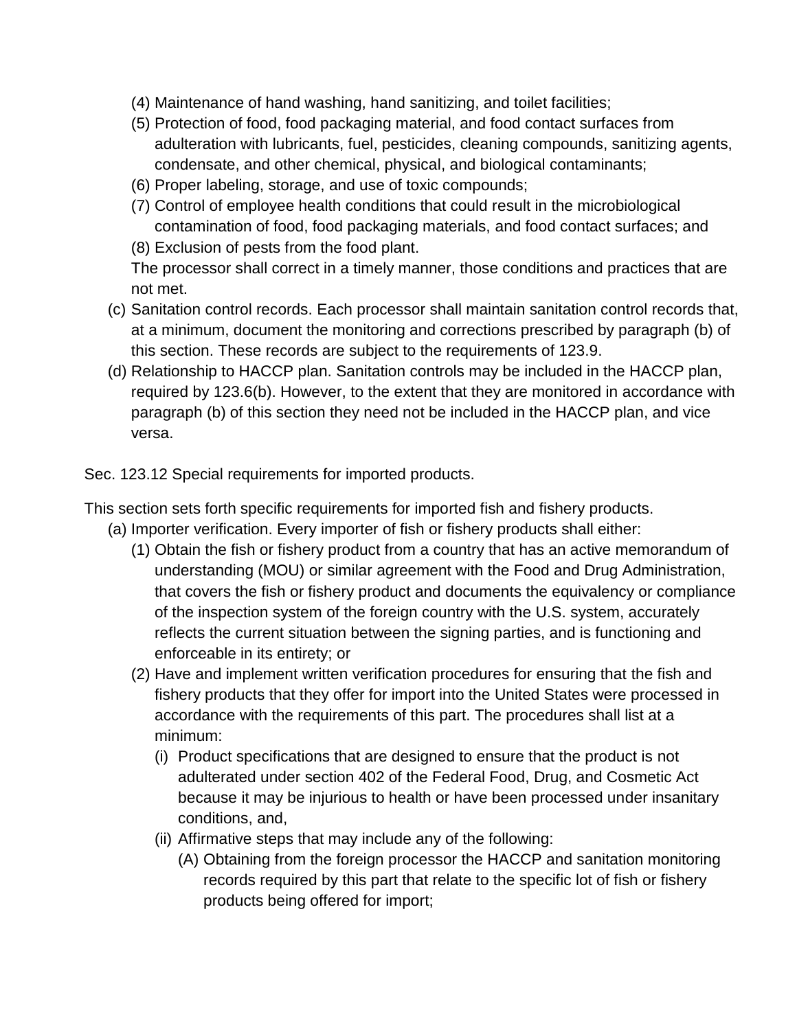(4) Maintenance of hand washing, hand sanitizing, and toilet facilities;
(5) Protection of food, food packaging material, and food contact surfaces from adulteration with lubricants, fuel, pesticides, cleaning compounds, sanitizing agents, condensate, and other chemical, physical, and biological contaminants;
(6) Proper labeling, storage, and use of toxic compounds;
(7) Control of employee health conditions that could result in the microbiological contamination of food, food packaging materials, and food contact surfaces; and
(8) Exclusion of pests from the food plant.

The processor shall correct in a timely manner, those conditions and practices that are not met.

(c) Sanitation control records. Each processor shall maintain sanitation control records that, at a minimum, document the monitoring and corrections prescribed by paragraph (b) of this section. These records are subject to the requirements of 123.9.

(d) Relationship to HACCP plan. Sanitation controls may be included in the HACCP plan, required by 123.6(b). However, to the extent that they are monitored in accordance with paragraph (b) of this section they need not be included in the HACCP plan, and vice versa.

Sec. 123.12 Special requirements for imported products.

This section sets forth specific requirements for imported fish and fishery products.

(a) Importer verification. Every importer of fish or fishery products shall either:
  (1) Obtain the fish or fishery product from a country that has an active memorandum of understanding (MOU) or similar agreement with the Food and Drug Administration, that covers the fish or fishery product and documents the equivalency or compliance of the inspection system of the foreign country with the U.S. system, accurately reflects the current situation between the signing parties, and is functioning and enforceable in its entirety; or
  (2) Have and implement written verification procedures for ensuring that the fish and fishery products that they offer for import into the United States were processed in accordance with the requirements of this part. The procedures shall list at a minimum:
    (i) Product specifications that are designed to ensure that the product is not adulterated under section 402 of the Federal Food, Drug, and Cosmetic Act because it may be injurious to health or have been processed under insanitary conditions, and,
    (ii) Affirmative steps that may include any of the following:
      (A) Obtaining from the foreign processor the HACCP and sanitation monitoring records required by this part that relate to the specific lot of fish or fishery products being offered for import;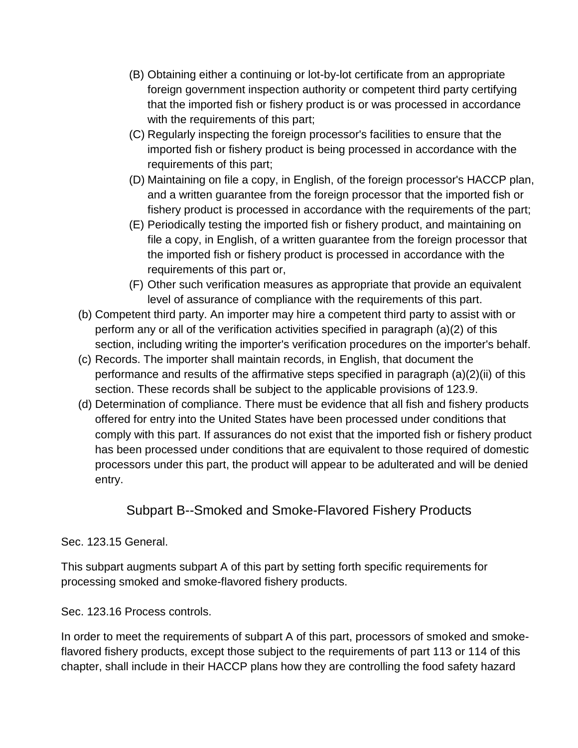- (B) Obtaining either a continuing or lot-by-lot certificate from an appropriate foreign government inspection authority or competent third party certifying that the imported fish or fishery product is or was processed in accordance with the requirements of this part;
   - (C) Regularly inspecting the foreign processor's facilities to ensure that the imported fish or fishery product is being processed in accordance with the requirements of this part;
   - (D) Maintaining on file a copy, in English, of the foreign processor's HACCP plan, and a written guarantee from the foreign processor that the imported fish or fishery product is processed in accordance with the requirements of the part;
   - (E) Periodically testing the imported fish or fishery product, and maintaining on file a copy, in English, of a written guarantee from the foreign processor that the imported fish or fishery product is processed in accordance with the requirements of this part or,
   - (F) Other such verification measures as appropriate that provide an equivalent level of assurance of compliance with the requirements of this part.

- (b) Competent third party. An importer may hire a competent third party to assist with or perform any or all of the verification activities specified in paragraph (a)(2) of this section, including writing the importer's verification procedures on the importer's behalf.
- (c) Records. The importer shall maintain records, in English, that document the performance and results of the affirmative steps specified in paragraph (a)(2)(ii) of this section. These records shall be subject to the applicable provisions of 123.9.
- (d) Determination of compliance. There must be evidence that all fish and fishery products offered for entry into the United States have been processed under conditions that comply with this part. If assurances do not exist that the imported fish or fishery product has been processed under conditions that are equivalent to those required of domestic processors under this part, the product will appear to be adulterated and will be denied entry.

## Subpart B--Smoked and Smoke-Flavored Fishery Products

Sec. 123.15 General.

This subpart augments subpart A of this part by setting forth specific requirements for processing smoked and smoke-flavored fishery products.

Sec. 123.16 Process controls.

In order to meet the requirements of subpart A of this part, processors of smoked and smoke-flavored fishery products, except those subject to the requirements of part 113 or 114 of this chapter, shall include in their HACCP plans how they are controlling the food safety hazard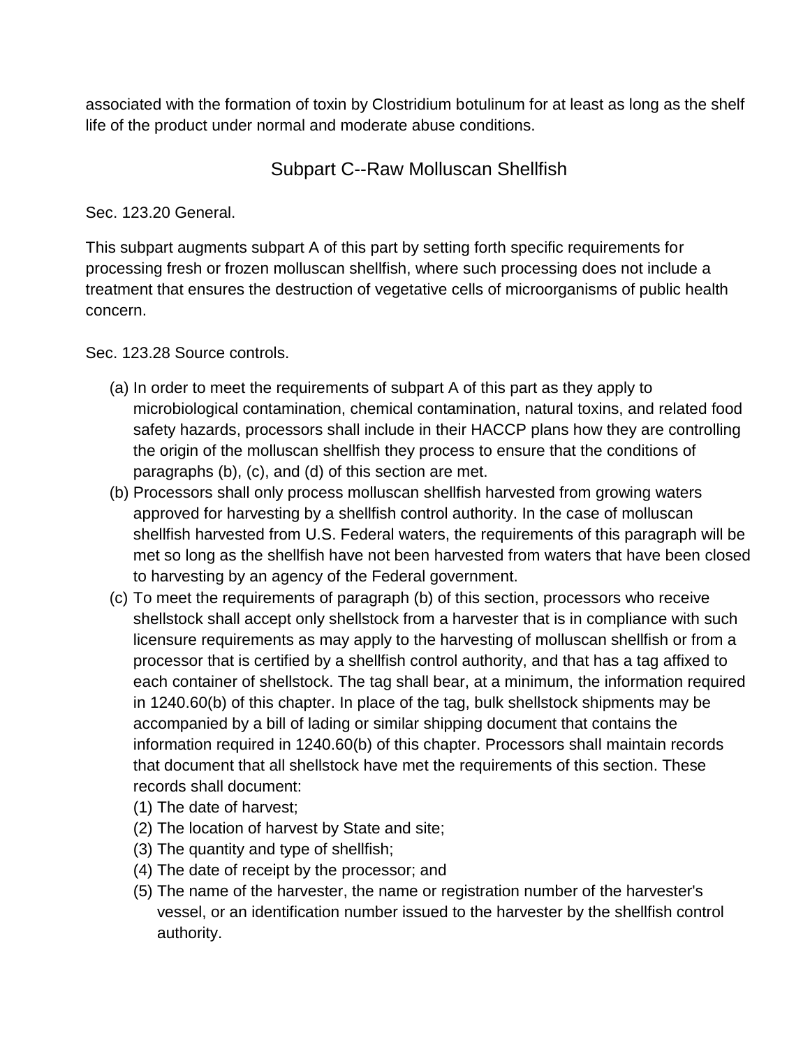associated with the formation of toxin by Clostridium botulinum for at least as long as the shelf life of the product under normal and moderate abuse conditions.

## Subpart C--Raw Molluscan Shellfish

Sec. 123.20 General.

This subpart augments subpart A of this part by setting forth specific requirements for processing fresh or frozen molluscan shellfish, where such processing does not include a treatment that ensures the destruction of vegetative cells of microorganisms of public health concern.

Sec. 123.28 Source controls.

(a) In order to meet the requirements of subpart A of this part as they apply to microbiological contamination, chemical contamination, natural toxins, and related food safety hazards, processors shall include in their HACCP plans how they are controlling the origin of the molluscan shellfish they process to ensure that the conditions of paragraphs (b), (c), and (d) of this section are met.

(b) Processors shall only process molluscan shellfish harvested from growing waters approved for harvesting by a shellfish control authority. In the case of molluscan shellfish harvested from U.S. Federal waters, the requirements of this paragraph will be met so long as the shellfish have not been harvested from waters that have been closed to harvesting by an agency of the Federal government.

(c) To meet the requirements of paragraph (b) of this section, processors who receive shellstock shall accept only shellstock from a harvester that is in compliance with such licensure requirements as may apply to the harvesting of molluscan shellfish or from a processor that is certified by a shellfish control authority, and that has a tag affixed to each container of shellstock. The tag shall bear, at a minimum, the information required in 1240.60(b) of this chapter. In place of the tag, bulk shellstock shipments may be accompanied by a bill of lading or similar shipping document that contains the information required in 1240.60(b) of this chapter. Processors shall maintain records that document that all shellstock have met the requirements of this section. These records shall document:

   (1) The date of harvest;
   (2) The location of harvest by State and site;
   (3) The quantity and type of shellfish;
   (4) The date of receipt by the processor; and
   (5) The name of the harvester, the name or registration number of the harvester's vessel, or an identification number issued to the harvester by the shellfish control authority.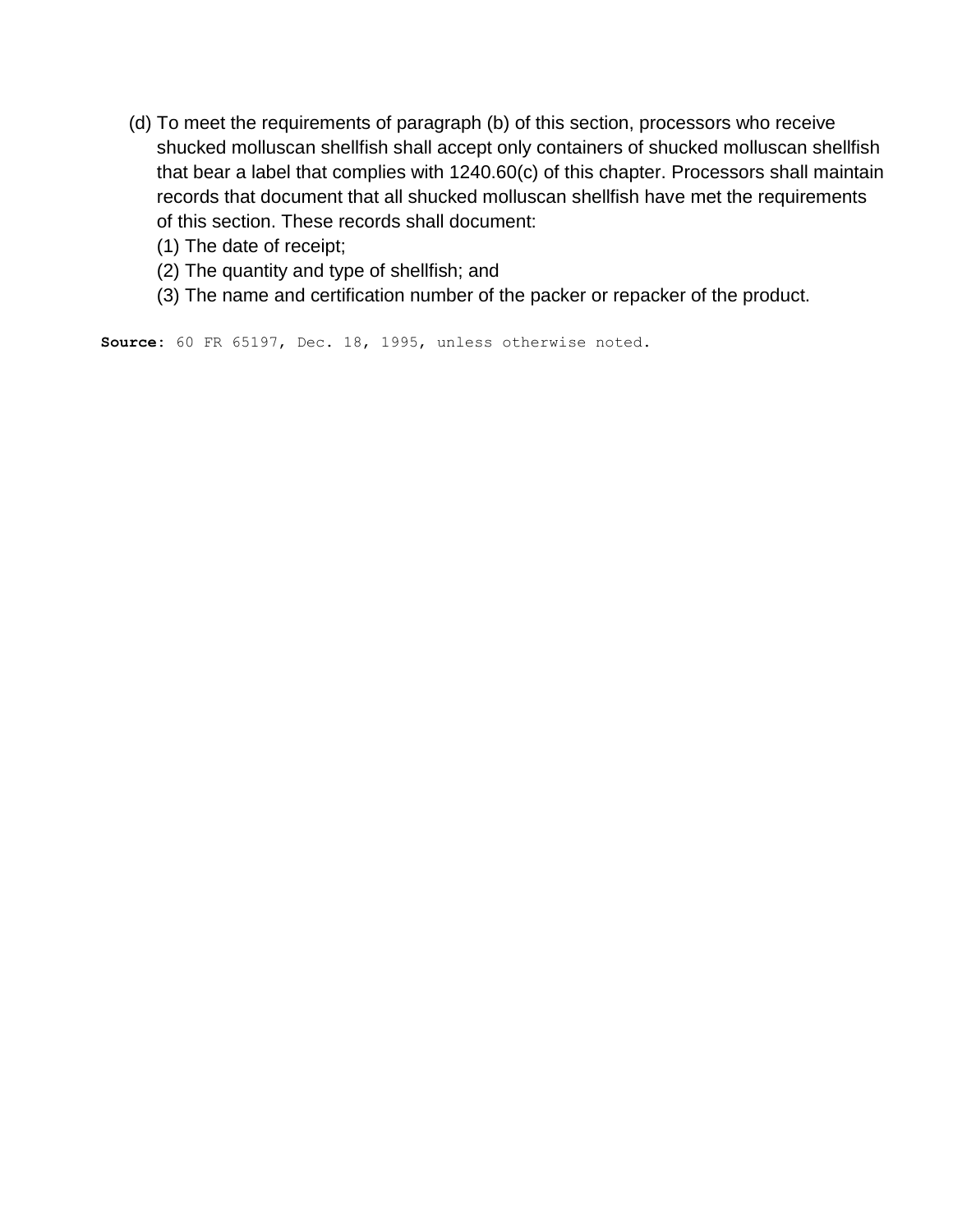(d) To meet the requirements of paragraph (b) of this section, processors who receive shucked molluscan shellfish shall accept only containers of shucked molluscan shellfish that bear a label that complies with 1240.60(c) of this chapter. Processors shall maintain records that document that all shucked molluscan shellfish have met the requirements of this section. These records shall document:

(1) The date of receipt;

(2) The quantity and type of shellfish; and

(3) The name and certification number of the packer or repacker of the product.

**Source**: 60 FR 65197, Dec. 18, 1995, unless otherwise noted.